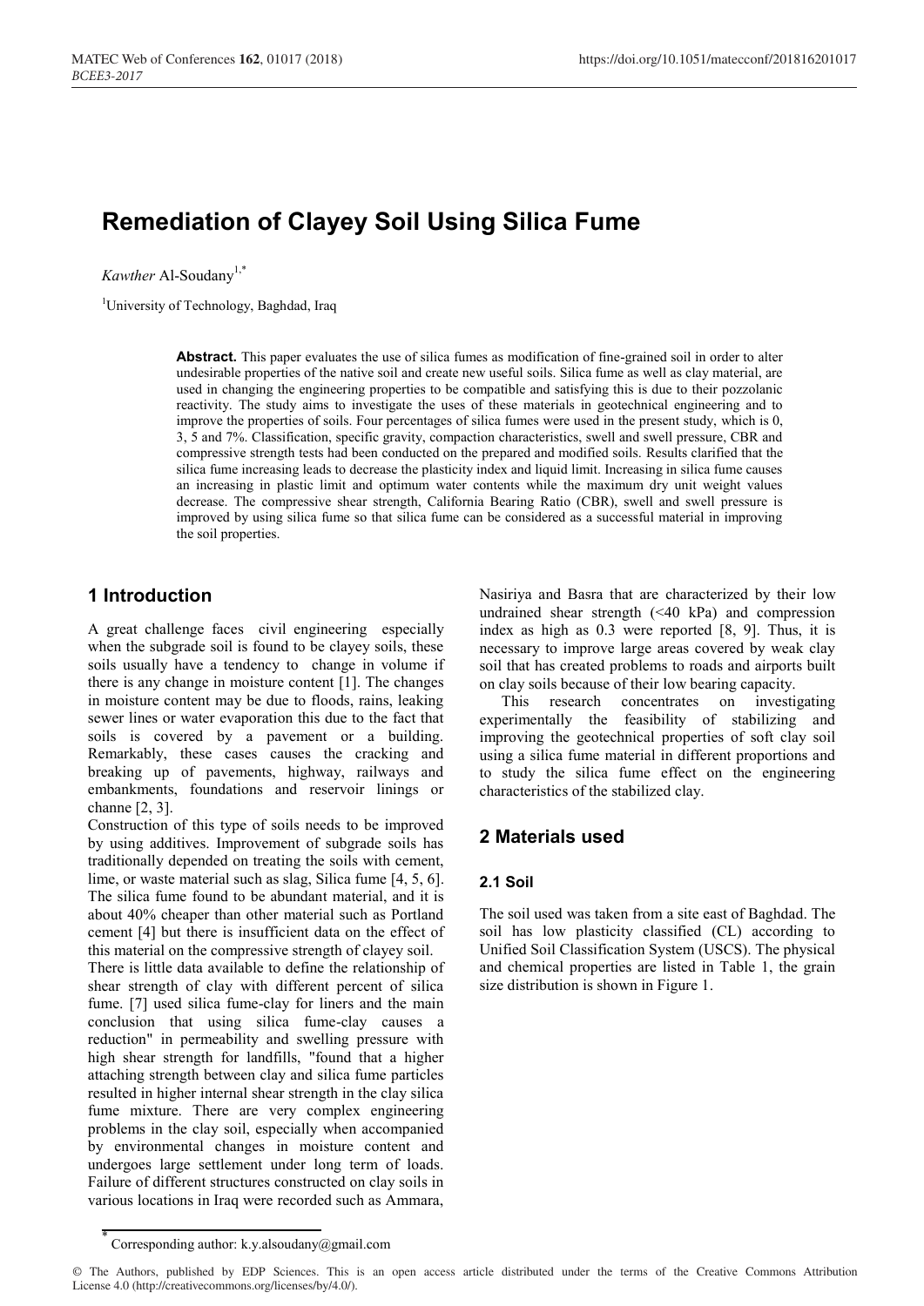# Remediation of Clayey Soil Using Silica Fume

*Kawther* Al-Soudany[1,*]

[1]University of Technology, Baghdad, Iraq

**Abstract.** This paper evaluates the use of silica fumes as modification of fine-grained soil in order to alter undesirable properties of the native soil and create new useful soils. Silica fume as well as clay material, are used in changing the engineering properties to be compatible and satisfying this is due to their pozzolanic reactivity. The study aims to investigate the uses of these materials in geotechnical engineering and to improve the properties of soils. Four percentages of silica fumes were used in the present study, which is 0, 3, 5 and 7%. Classification, specific gravity, compaction characteristics, swell and swell pressure, CBR and compressive strength tests had been conducted on the prepared and modified soils. Results clarified that the silica fume increasing leads to decrease the plasticity index and liquid limit. Increasing in silica fume causes an increasing in plastic limit and optimum water contents while the maximum dry unit weight values decrease. The compressive shear strength, California Bearing Ratio (CBR), swell and swell pressure is improved by using silica fume so that silica fume can be considered as a successful material in improving the soil properties.

## 1 Introduction

A great challenge faces civil engineering especially when the subgrade soil is found to be clayey soils, these soils usually have a tendency to change in volume if there is any change in moisture content [1]. The changes in moisture content may be due to floods, rains, leaking sewer lines or water evaporation this due to the fact that soils is covered by a pavement or a building. Remarkably, these cases causes the cracking and breaking up of pavements, highway, railways and embankments, foundations and reservoir linings or channe [2, 3].

Construction of this type of soils needs to be improved by using additives. Improvement of subgrade soils has traditionally depended on treating the soils with cement, lime, or waste material such as slag, Silica fume [4, 5, 6]. The silica fume found to be abundant material, and it is about 40% cheaper than other material such as Portland cement [4] but there is insufficient data on the effect of this material on the compressive strength of clayey soil.

There is little data available to define the relationship of shear strength of clay with different percent of silica fume. [7] used silica fume-clay for liners and the main conclusion that using silica fume-clay causes a reduction" in permeability and swelling pressure with high shear strength for landfills, "found that a higher attaching strength between clay and silica fume particles resulted in higher internal shear strength in the clay silica fume mixture. There are very complex engineering problems in the clay soil, especially when accompanied by environmental changes in moisture content and undergoes large settlement under long term of loads. Failure of different structures constructed on clay soils in various locations in Iraq were recorded such as Ammara, Nasiriya and Basra that are characterized by their low undrained shear strength (<40 kPa) and compression index as high as 0.3 were reported [8, 9]. Thus, it is necessary to improve large areas covered by weak clay soil that has created problems to roads and airports built on clay soils because of their low bearing capacity.

This research concentrates on investigating experimentally the feasibility of stabilizing and improving the geotechnical properties of soft clay soil using a silica fume material in different proportions and to study the silica fume effect on the engineering characteristics of the stabilized clay.

## 2 Materials used

### 2.1 Soil

The soil used was taken from a site east of Baghdad. The soil has low plasticity classified (CL) according to Unified Soil Classification System (USCS). The physical and chemical properties are listed in Table 1, the grain size distribution is shown in Figure 1.

* Corresponding author: k.y.alsoudany@gmail.com

© The Authors, published by EDP Sciences. This is an open access article distributed under the terms of the Creative Commons Attribution License 4.0 (http://creativecommons.org/licenses/by/4.0/).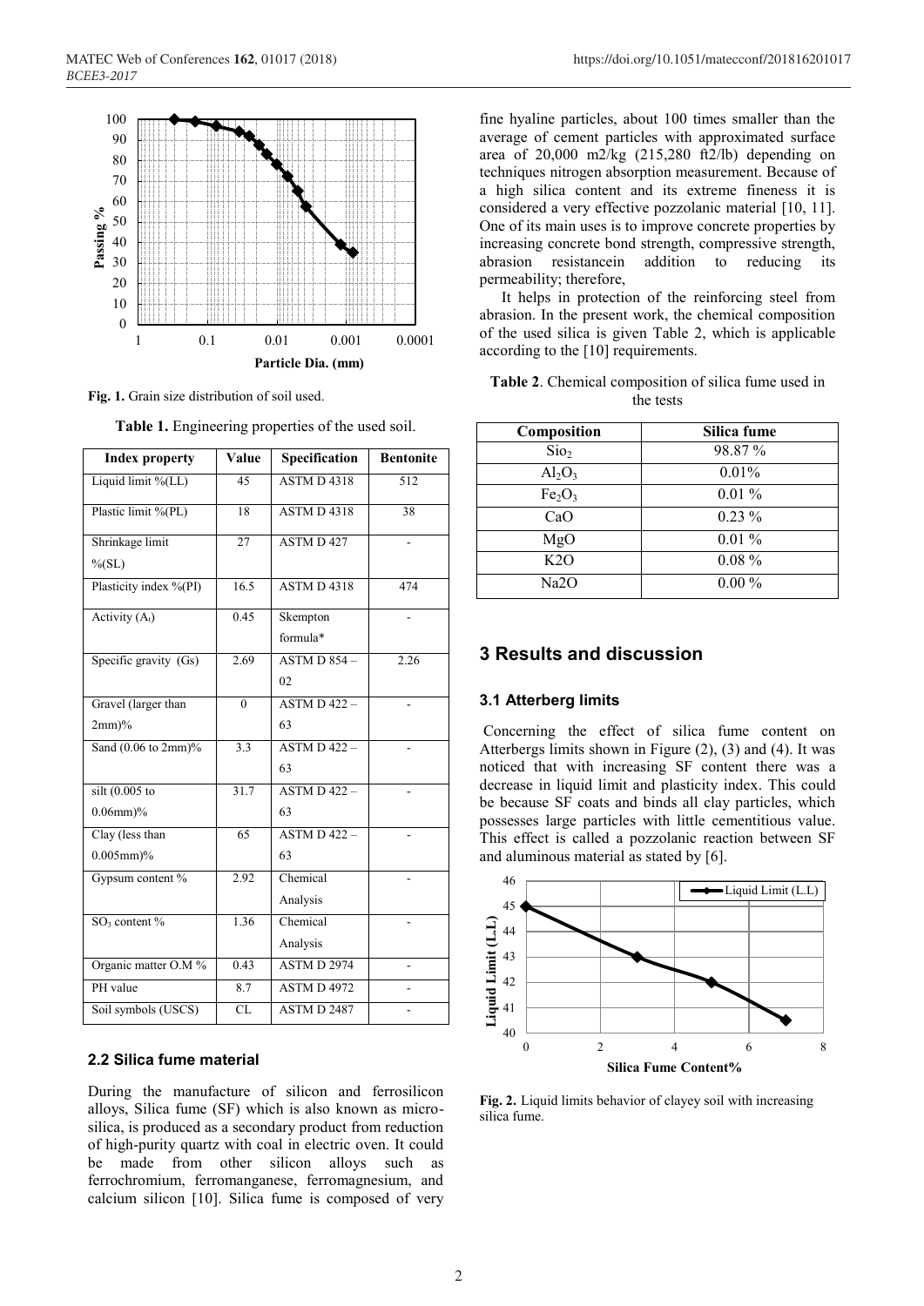**Fig. 1.** Grain size distribution of soil used.

**Table 1.** Engineering properties of the used soil.

| Index property | Value | Specification | Bentonite |
|---|---|---|---|
| Liquid limit %(LL) | 45 | ASTM D 4318 | 512 |
| Plastic limit %(PL) | 18 | ASTM D 4318 | 38 |
| Shrinkage limit %(SL) | 27 | ASTM D 427 | - |
| Plasticity index %(PI) | 16.5 | ASTM D 4318 | 474 |
| Activity ($A_t$) | 0.45 | Skempton formula* | - |
| Specific gravity (Gs) | 2.69 | ASTM D 854 – 02 | 2.26 |
| Gravel (larger than 2mm)% | 0 | ASTM D 422 – 63 | - |
| Sand (0.06 to 2mm)% | 3.3 | ASTM D 422 – 63 | - |
| silt (0.005 to 0.06mm)% | 31.7 | ASTM D 422 – 63 | - |
| Clay (less than 0.005mm)% | 65 | ASTM D 422 – 63 | - |
| Gypsum content % | 2.92 | Chemical Analysis | - |
| $SO_3$ content % | 1.36 | Chemical Analysis | - |
| Organic matter O.M % | 0.43 | ASTM D 2974 | - |
| PH value | 8.7 | ASTM D 4972 | - |
| Soil symbols (USCS) | CL | ASTM D 2487 | - |

### 2.2 Silica fume material

During the manufacture of silicon and ferrosilicon alloys, Silica fume (SF) which is also known as micro-silica, is produced as a secondary product from reduction of high-purity quartz with coal in electric oven. It could be made from other silicon alloys such as ferrochromium, ferromanganese, ferromagnesium, and calcium silicon [10]. Silica fume is composed of very fine hyaline particles, about 100 times smaller than the average of cement particles with approximated surface area of 20,000 m2/kg (215,280 ft2/lb) depending on techniques nitrogen absorption measurement. Because of a high silica content and its extreme fineness it is considered a very effective pozzolanic material [10, 11]. One of its main uses is to improve concrete properties by increasing concrete bond strength, compressive strength, abrasion resistancein addition to reducing its permeability; therefore,

It helps in protection of the reinforcing steel from abrasion. In the present work, the chemical composition of the used silica is given Table 2, which is applicable according to the [10] requirements.

**Table 2**. Chemical composition of silica fume used in the tests

| Composition | Silica fume |
|---|---|
| $SiO_2$ | 98.87 % |
| $Al_2O_3$ | 0.01% |
| $Fe_2O_3$ | 0.01 % |
| CaO | 0.23 % |
| MgO | 0.01 % |
| K2O | 0.08 % |
| Na2O | 0.00 % |

## 3 Results and discussion

### 3.1 Atterberg limits

Concerning the effect of silica fume content on Atterbergs limits shown in Figure (2), (3) and (4). It was noticed that with increasing SF content there was a decrease in liquid limit and plasticity index. This could be because SF coats and binds all clay particles, which possesses large particles with little cementitious value. This effect is called a pozzolanic reaction between SF and aluminous material as stated by [6].

**Fig. 2.** Liquid limits behavior of clayey soil with increasing silica fume.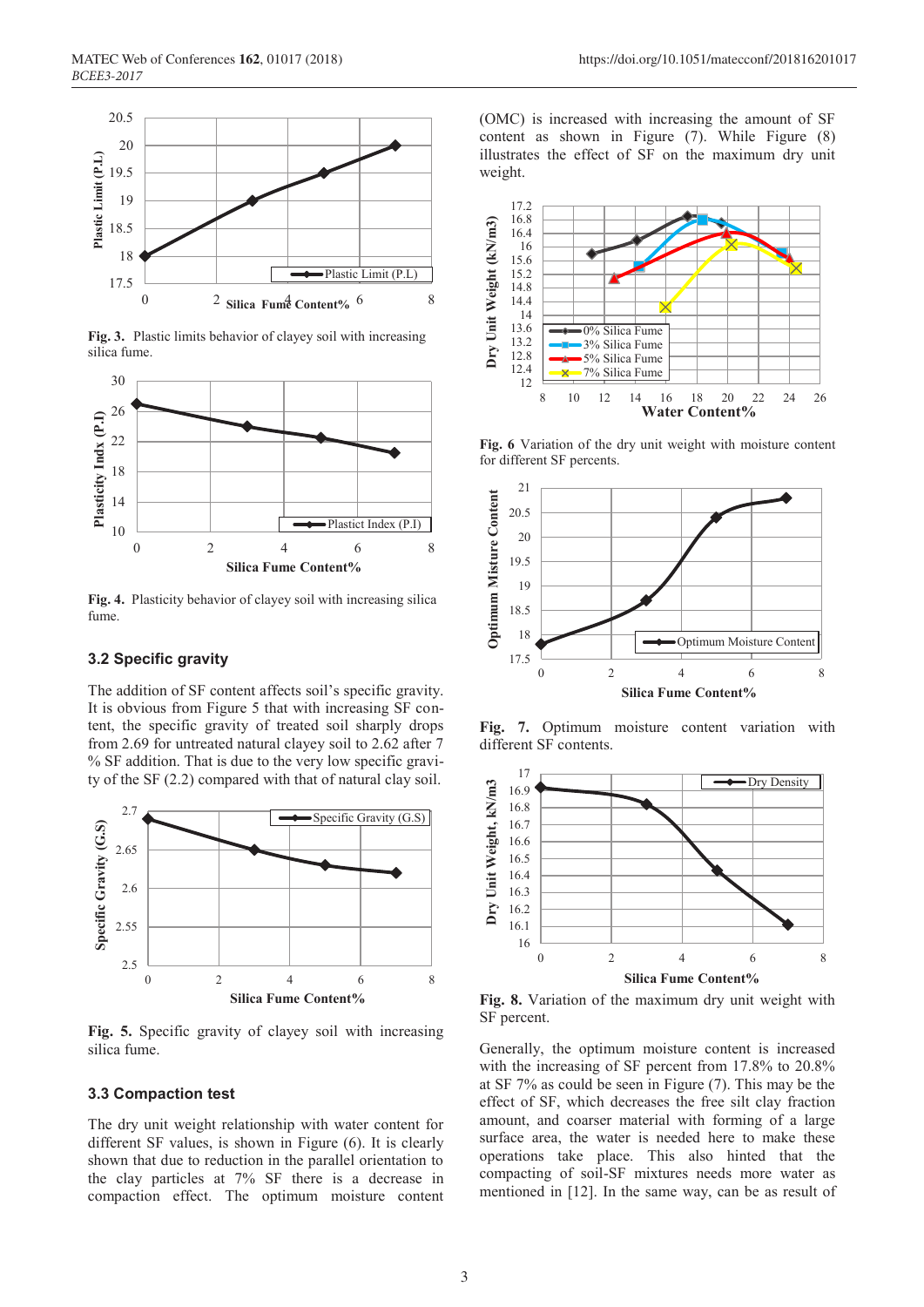Fig. 3. Plastic limits behavior of clayey soil with increasing silica fume.

Fig. 4. Plasticity behavior of clayey soil with increasing silica fume.

### 3.2 Specific gravity

The addition of SF content affects soil's specific gravity. It is obvious from Figure 5 that with increasing SF content, the specific gravity of treated soil sharply drops from 2.69 for untreated natural clayey soil to 2.62 after 7 % SF addition. That is due to the very low specific gravity of the SF (2.2) compared with that of natural clay soil.

Fig. 5. Specific gravity of clayey soil with increasing silica fume.

### 3.3 Compaction test

The dry unit weight relationship with water content for different SF values, is shown in Figure (6). It is clearly shown that due to reduction in the parallel orientation to the clay particles at 7% SF there is a decrease in compaction effect. The optimum moisture content (OMC) is increased with increasing the amount of SF content as shown in Figure (7). While Figure (8) illustrates the effect of SF on the maximum dry unit weight.

Fig. 6 Variation of the dry unit weight with moisture content for different SF percents.

Fig. 7. Optimum moisture content variation with different SF contents.

Fig. 8. Variation of the maximum dry unit weight with SF percent.

Generally, the optimum moisture content is increased with the increasing of SF percent from 17.8% to 20.8% at SF 7% as could be seen in Figure (7). This may be the effect of SF, which decreases the free silt clay fraction amount, and coarser material with forming of a large surface area, the water is needed here to make these operations take place. This also hinted that the compacting of soil-SF mixtures needs more water as mentioned in [12]. In the same way, can be as result of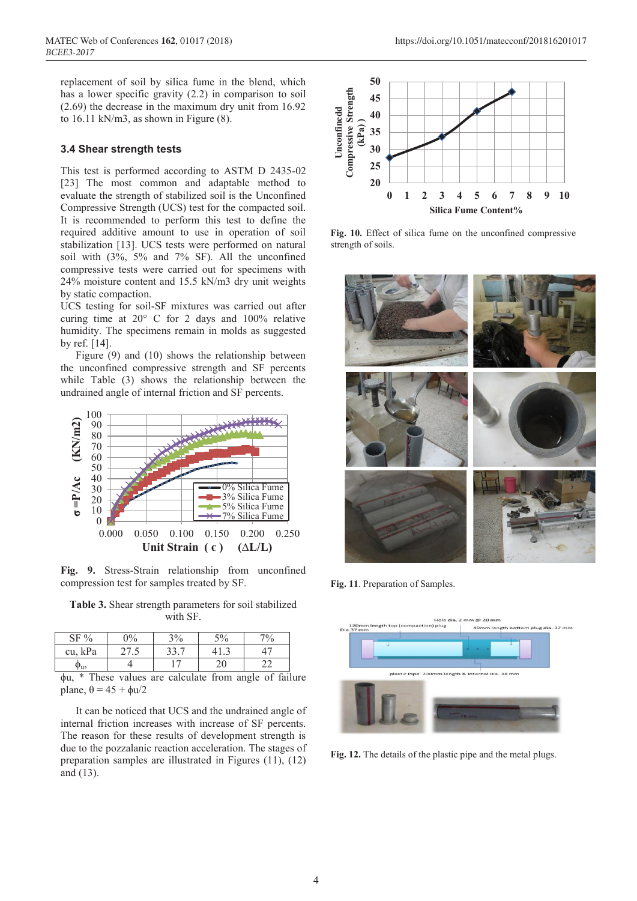replacement of soil by silica fume in the blend, which has a lower specific gravity (2.2) in comparison to soil (2.69) the decrease in the maximum dry unit from 16.92 to 16.11 kN/m3, as shown in Figure (8).

### 3.4 Shear strength tests

This test is performed according to ASTM D 2435-02 [23] The most common and adaptable method to evaluate the strength of stabilized soil is the Unconfined Compressive Strength (UCS) test for the compacted soil. It is recommended to perform this test to define the required additive amount to use in operation of soil stabilization [13]. UCS tests were performed on natural soil with (3%, 5% and 7% SF). All the unconfined compressive tests were carried out for specimens with 24% moisture content and 15.5 kN/m3 dry unit weights by static compaction.

UCS testing for soil-SF mixtures was carried out after curing time at 20° C for 2 days and 100% relative humidity. The specimens remain in molds as suggested by ref. [14].

Figure (9) and (10) shows the relationship between the unconfined compressive strength and SF percents while Table (3) shows the relationship between the undrained angle of internal friction and SF percents.

**Fig. 9.** Stress-Strain relationship from unconfined compression test for samples treated by SF.

**Table 3.** Shear strength parameters for soil stabilized with SF.

| SF % | 0% | 3% | 5% | 7% |
|---|---|---|---|---|
| cu, kPa | 27.5 | 33.7 | 41.3 | 47 |
| $\phi_u$, | 4 | 17 | 20 | 22 |

$\phi$u, * These values are calculate from angle of failure plane, $\theta = 45 + \phi u/2$

It can be noticed that UCS and the undrained angle of internal friction increases with increase of SF percents. The reason for these results of development strength is due to the pozzalanic reaction acceleration. The stages of preparation samples are illustrated in Figures (11), (12) and (13).

**Fig. 10.** Effect of silica fume on the unconfined compressive strength of soils.

**Fig. 11**. Preparation of Samples.

**Fig. 12.** The details of the plastic pipe and the metal plugs.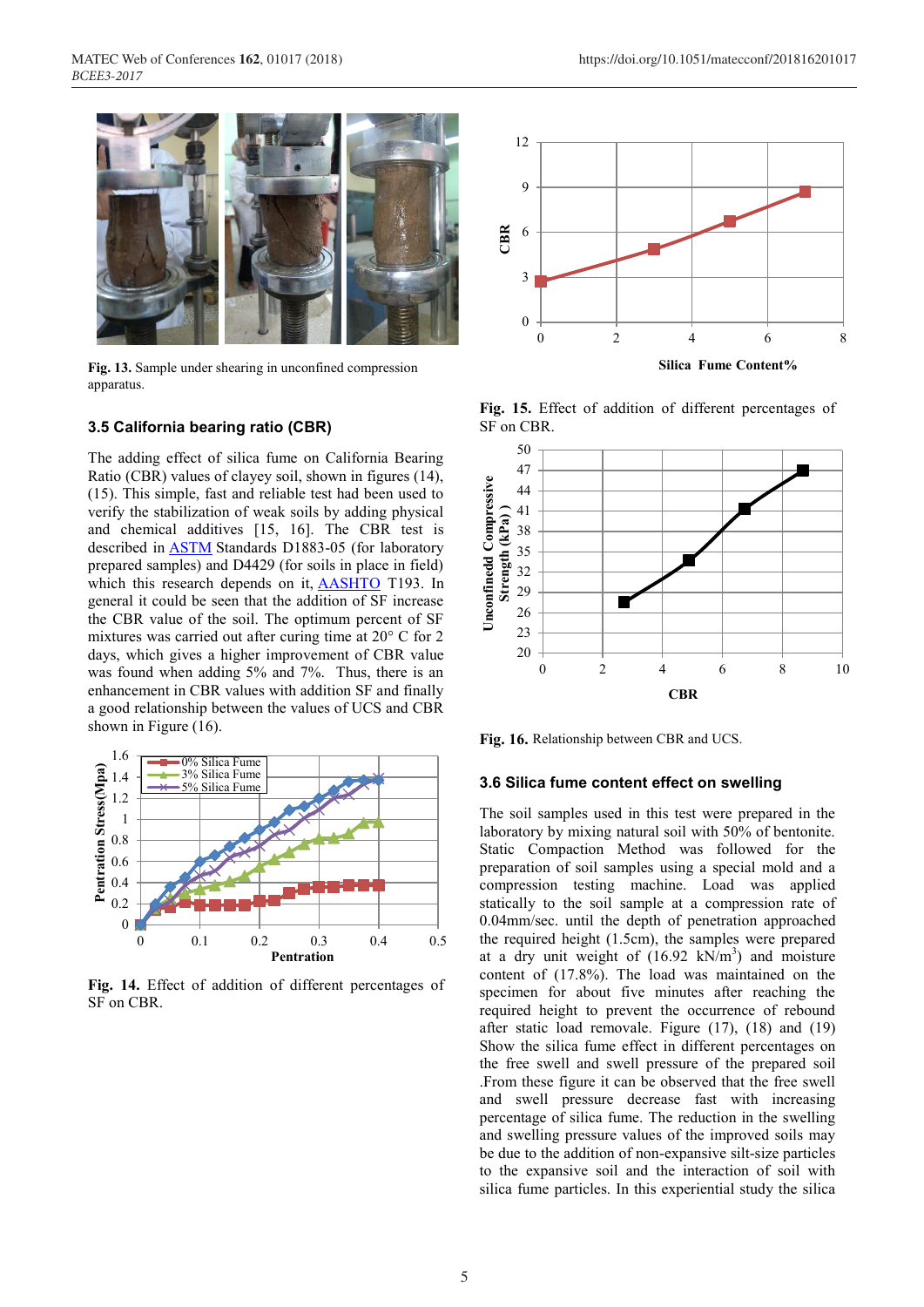Fig. 13. Sample under shearing in unconfined compression apparatus.

### 3.5 California bearing ratio (CBR)

The adding effect of silica fume on California Bearing Ratio (CBR) values of clayey soil, shown in figures (14), (15). This simple, fast and reliable test had been used to verify the stabilization of weak soils by adding physical and chemical additives [15, 16]. The CBR test is described in ASTM Standards D1883-05 (for laboratory prepared samples) and D4429 (for soils in place in field) which this research depends on it, AASHTO T193. In general it could be seen that the addition of SF increase the CBR value of the soil. The optimum percent of SF mixtures was carried out after curing time at 20° C for 2 days, which gives a higher improvement of CBR value was found when adding 5% and 7%. Thus, there is an enhancement in CBR values with addition SF and finally a good relationship between the values of UCS and CBR shown in Figure (16).

Fig. 14. Effect of addition of different percentages of SF on CBR.

Fig. 15. Effect of addition of different percentages of SF on CBR.

Fig. 16. Relationship between CBR and UCS.

### 3.6 Silica fume content effect on swelling

The soil samples used in this test were prepared in the laboratory by mixing natural soil with 50% of bentonite. Static Compaction Method was followed for the preparation of soil samples using a special mold and a compression testing machine. Load was applied statically to the soil sample at a compression rate of 0.04mm/sec. until the depth of penetration approached the required height (1.5cm), the samples were prepared at a dry unit weight of (16.92 $kN/m^3$) and moisture content of (17.8%). The load was maintained on the specimen for about five minutes after reaching the required height to prevent the occurrence of rebound after static load removale. Figure (17), (18) and (19) Show the silica fume effect in different percentages on the free swell and swell pressure of the prepared soil .From these figure it can be observed that the free swell and swell pressure decrease fast with increasing percentage of silica fume. The reduction in the swelling and swelling pressure values of the improved soils may be due to the addition of non-expansive silt-size particles to the expansive soil and the interaction of soil with silica fume particles. In this experiential study the silica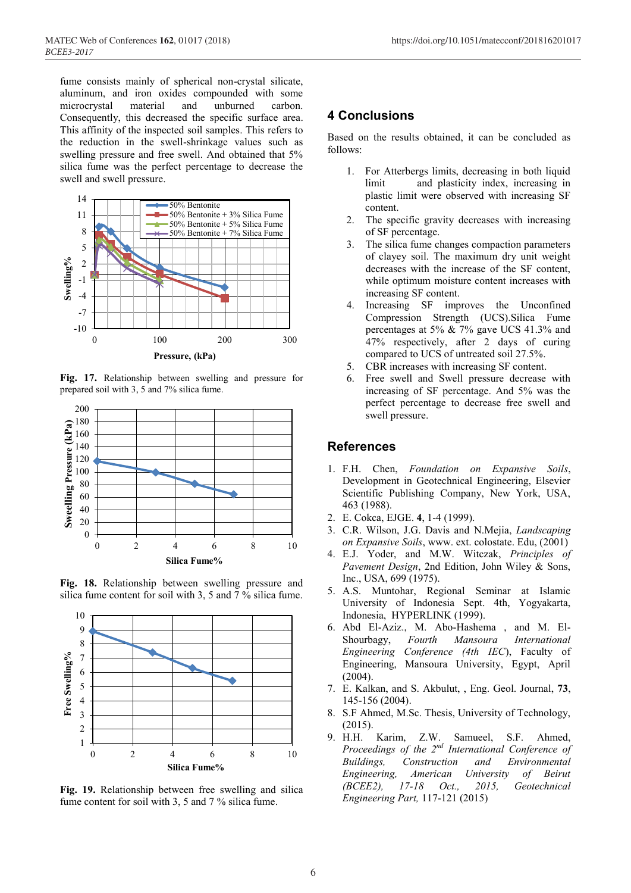fume consists mainly of spherical non-crystal silicate, aluminum, and iron oxides compounded with some microcrystal material and unburned carbon. Consequently, this decreased the specific surface area. This affinity of the inspected soil samples. This refers to the reduction in the swell-shrinkage values such as swelling pressure and free swell. And obtained that 5% silica fume was the perfect percentage to decrease the swell and swell pressure.

**Fig. 17.** Relationship between swelling and pressure for prepared soil with 3, 5 and 7% silica fume.

**Fig. 18.** Relationship between swelling pressure and silica fume content for soil with 3, 5 and 7 % silica fume.

**Fig. 19.** Relationship between free swelling and silica fume content for soil with 3, 5 and 7 % silica fume.

## 4 Conclusions

Based on the results obtained, it can be concluded as follows:

1. For Atterbergs limits, decreasing in both liquid limit and plasticity index, increasing in plastic limit were observed with increasing SF content.
2. The specific gravity decreases with increasing of SF percentage.
3. The silica fume changes compaction parameters of clayey soil. The maximum dry unit weight decreases with the increase of the SF content, while optimum moisture content increases with increasing SF content.
4. Increasing SF improves the Unconfined Compression Strength (UCS).Silica Fume percentages at 5% & 7% gave UCS 41.3% and 47% respectively, after 2 days of curing compared to UCS of untreated soil 27.5%.
5. CBR increases with increasing SF content.
6. Free swell and Swell pressure decrease with increasing of SF percentage. And 5% was the perfect percentage to decrease free swell and swell pressure.

## References

1. F.H. Chen, *Foundation on Expansive Soils*, Development in Geotechnical Engineering, Elsevier Scientific Publishing Company, New York, USA, 463 (1988).
2. E. Cokca, EJGE. **4**, 1-4 (1999).
3. C.R. Wilson, J.G. Davis and N.Mejia, *Landscaping on Expansive Soils*, www. ext. colostate. Edu, (2001)
4. E.J. Yoder, and M.W. Witczak, *Principles of Pavement Design*, 2nd Edition, John Wiley & Sons, Inc., USA, 699 (1975).
5. A.S. Muntohar, Regional Seminar at Islamic University of Indonesia Sept. 4th, Yogyakarta, Indonesia, HYPERLINK (1999).
6. Abd El-Aziz., M. Abo-Hashema , and M. El-Shourbagy, *Fourth Mansoura International Engineering Conference (4th IEC)*, Faculty of Engineering, Mansoura University, Egypt, April (2004).
7. E. Kalkan, and S. Akbulut, , Eng. Geol. Journal, **73**, 145-156 (2004).
8. S.F Ahmed, M.Sc. Thesis, University of Technology, (2015).
9. H.H. Karim, Z.W. Samueel, S.F. Ahmed, *Proceedings of the 2nd International Conference of Buildings, Construction and Environmental Engineering, American University of Beirut (BCEE2), 17-18 Oct., 2015, Geotechnical Engineering Part,* 117-121 (2015)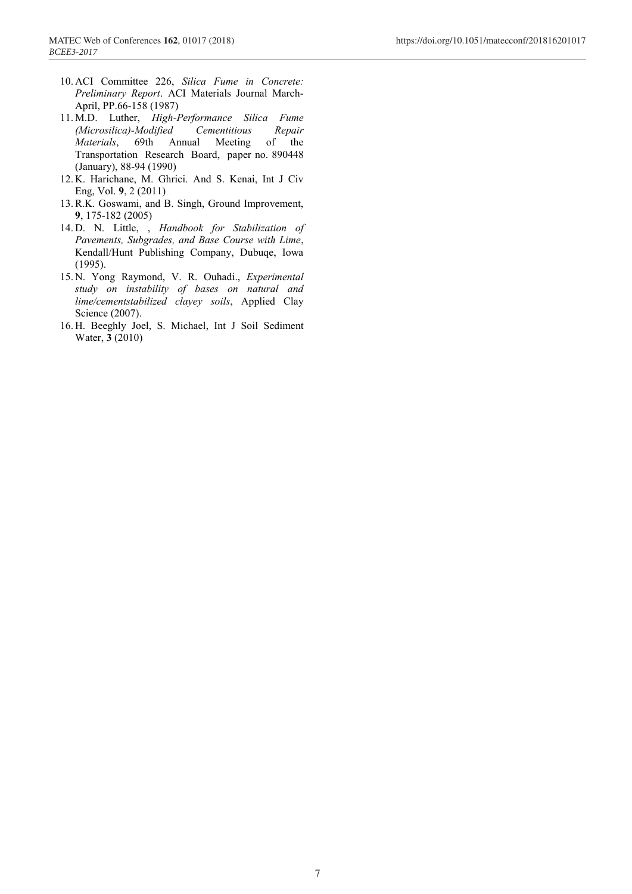10. ACI Committee 226, *Silica Fume in Concrete: Preliminary Report*. ACI Materials Journal March-April, PP.66-158 (1987)
11. M.D. Luther, *High-Performance Silica Fume (Microsilica)-Modified Cementitious Repair Materials*, 69th Annual Meeting of the Transportation Research Board, paper no. 890448 (January), 88-94 (1990)
12. K. Harichane, M. Ghrici. And S. Kenai, Int J Civ Eng, Vol. **9**, 2 (2011)
13. R.K. Goswami, and B. Singh, Ground Improvement, **9**, 175-182 (2005)
14. D. N. Little, , *Handbook for Stabilization of Pavements, Subgrades, and Base Course with Lime*, Kendall/Hunt Publishing Company, Dubuqe, Iowa (1995).
15. N. Yong Raymond, V. R. Ouhadi., *Experimental study on instability of bases on natural and lime/cementstabilized clayey soils*, Applied Clay Science (2007).
16. H. Beeghly Joel, S. Michael, Int J Soil Sediment Water, **3** (2010)